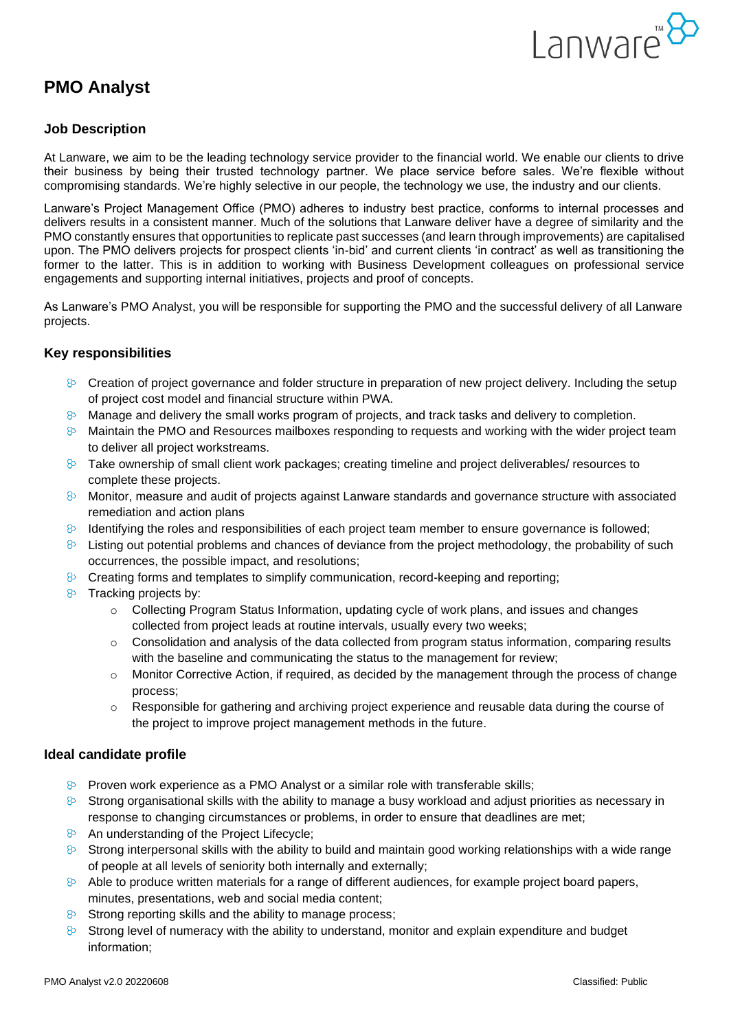# PMO Analyst

## Job Description

At Lanware, we aim to be the leading technology service provider to the financial world. We enable our clients to drive their business by being their trusted technology partner. We place service before sales. We're flexible without compromising standards. We're highly selective in our people, the technology we use, the industry and our clients.

Lanware's Project Management Office (PMO) adheres to industry best practice, conforms to internal processes and delivers results in a consistent manner. Much of the solutions that Lanware deliver have a degree of similarity and the PMO constantly ensures that opportunities to replicate past successes (and learn through improvements) are capitalised upon. The PMO delivers projects for prospect clients 'in-bid' and current clients 'in contract' as well as transitioning the former to the latter. This is in addition to working with Business Development colleagues on professional service engagements and supporting internal initiatives, projects and proof of concepts.

As Lanware's PMO Analyst, you will be responsible for supporting the PMO and the successful delivery of all Lanware projects.

## Key responsibilities

- Creation of project governance and folder structure in preparation of new project delivery. Including the setup of project cost model and financial structure within PWA.
- Manage and delivery the small works program of projects, and track tasks and delivery to completion.
- Maintain the PMO and Resources mailboxes responding to requests and working with the wider project team to deliver all project workstreams.
- Take ownership of small client work packages; creating timeline and project deliverables/ resources to complete these projects.
- Monitor, measure and audit of projects against Lanware standards and governance structure with associated remediation and action plans
- Identifying the roles and responsibilities of each project team member to ensure governance is followed;
- Listing out potential problems and chances of deviance from the project methodology, the probability of such occurrences, the possible impact, and resolutions;
- Creating forms and templates to simplify communication, record-keeping and reporting;
- Tracking projects by:
  - Collecting Program Status Information, updating cycle of work plans, and issues and changes collected from project leads at routine intervals, usually every two weeks;
  - Consolidation and analysis of the data collected from program status information, comparing results with the baseline and communicating the status to the management for review;
  - Monitor Corrective Action, if required, as decided by the management through the process of change process;
  - Responsible for gathering and archiving project experience and reusable data during the course of the project to improve project management methods in the future.

## Ideal candidate profile

- Proven work experience as a PMO Analyst or a similar role with transferable skills;
- Strong organisational skills with the ability to manage a busy workload and adjust priorities as necessary in response to changing circumstances or problems, in order to ensure that deadlines are met;
- An understanding of the Project Lifecycle;
- Strong interpersonal skills with the ability to build and maintain good working relationships with a wide range of people at all levels of seniority both internally and externally;
- Able to produce written materials for a range of different audiences, for example project board papers, minutes, presentations, web and social media content;
- Strong reporting skills and the ability to manage process;
- Strong level of numeracy with the ability to understand, monitor and explain expenditure and budget information;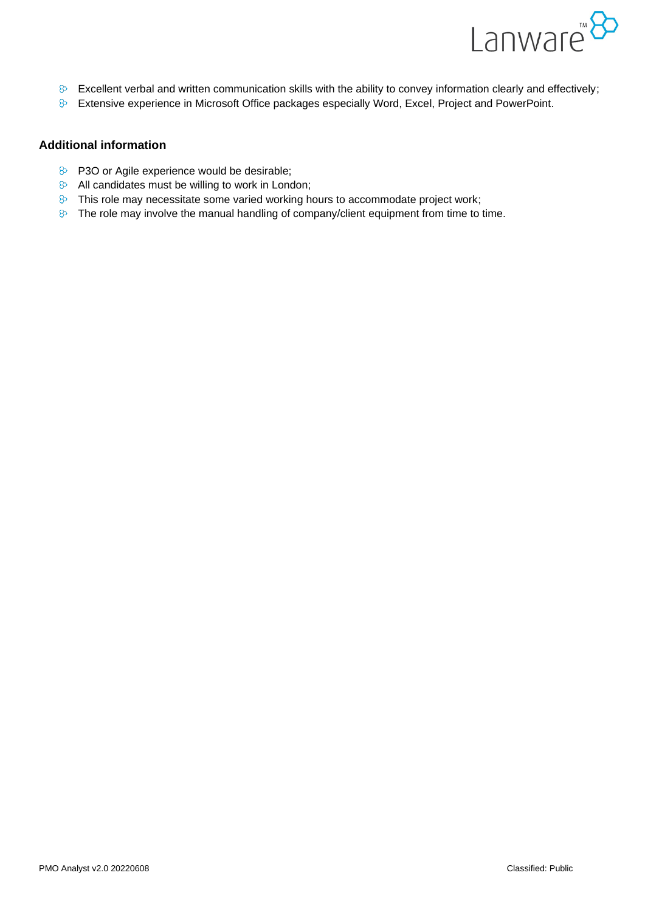- Excellent verbal and written communication skills with the ability to convey information clearly and effectively;
- Extensive experience in Microsoft Office packages especially Word, Excel, Project and PowerPoint.

### Additional information

- P3O or Agile experience would be desirable;
- All candidates must be willing to work in London;
- This role may necessitate some varied working hours to accommodate project work;
- The role may involve the manual handling of company/client equipment from time to time.